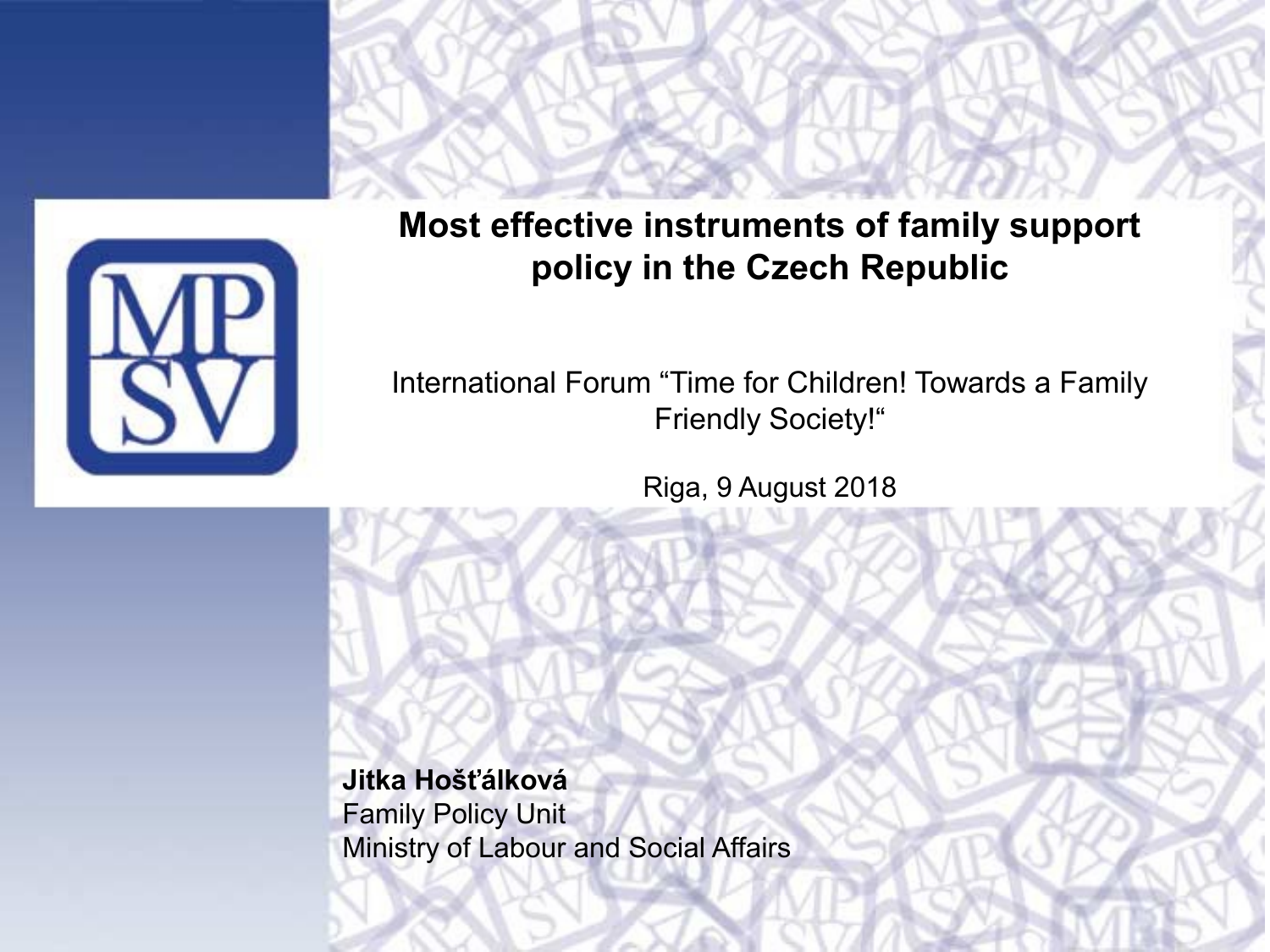# Most effective instruments of family support policy in the Czech Republic

International Forum “Time for Children! Towards a Family Friendly Society!“

Riga, 9 August 2018

**Jitka Hošťálková**
Family Policy Unit
Ministry of Labour and Social Affairs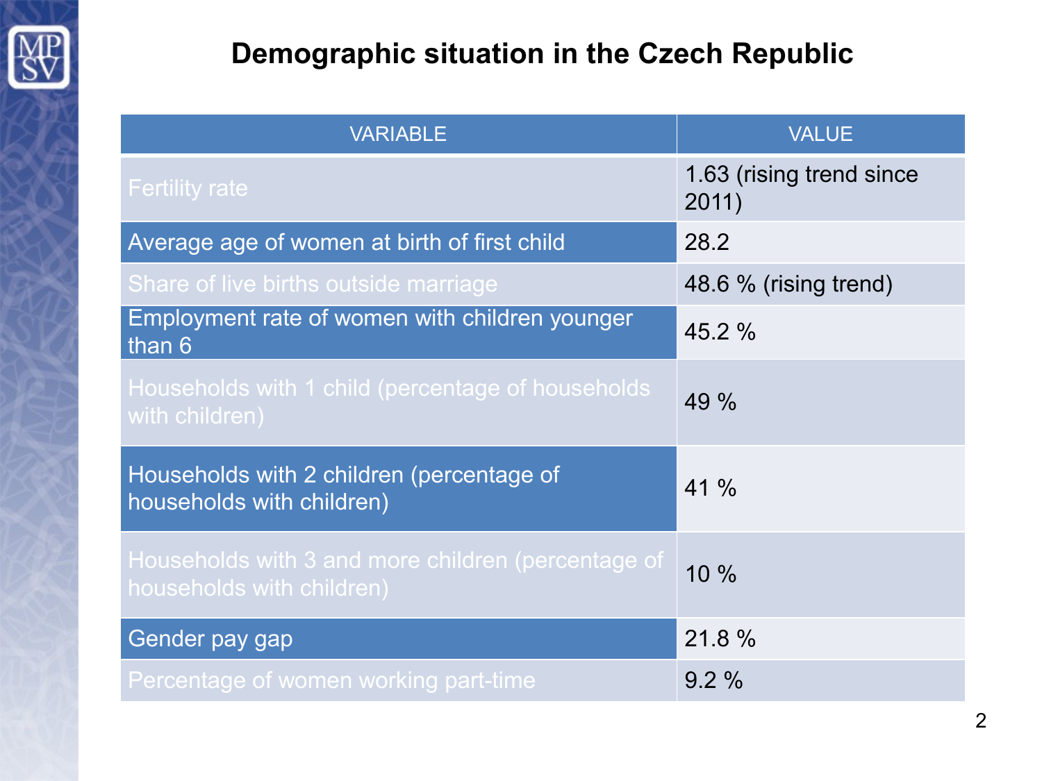# Demographic situation in the Czech Republic

| VARIABLE | VALUE |
|---|---|
| Fertility rate | 1.63 (rising trend since 2011) |
| Average age of women at birth of first child | 28.2 |
| Share of live births outside marriage | 48.6 % (rising trend) |
| Employment rate of women with children younger than 6 | 45.2 % |
| Households with 1 child (percentage of households with children) | 49 % |
| Households with 2 children (percentage of households with children) | 41 % |
| Households with 3 and more children (percentage of households with children) | 10 % |
| Gender pay gap | 21.8 % |
| Percentage of women working part-time | 9.2 % |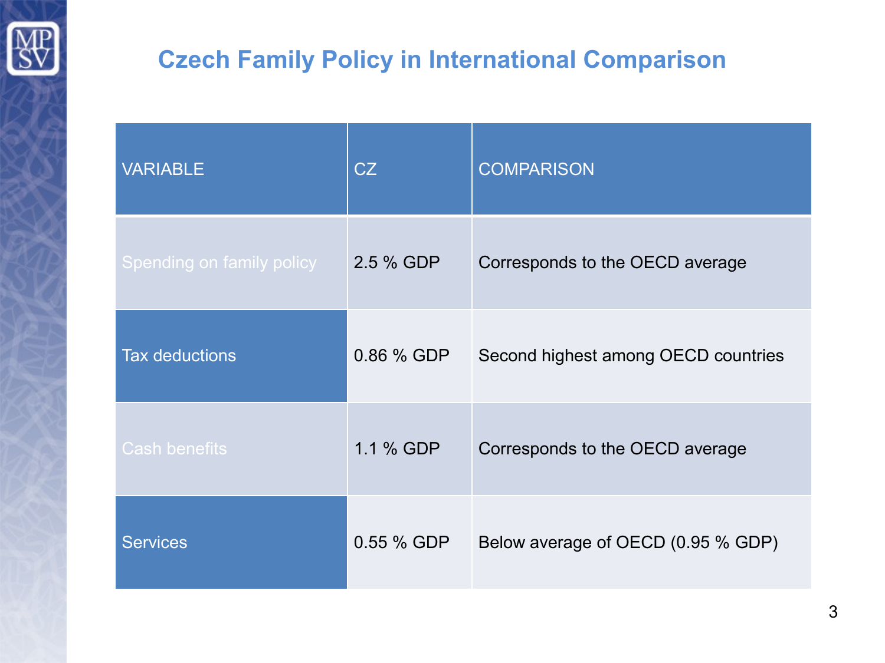# Czech Family Policy in International Comparison

| VARIABLE | CZ | COMPARISON |
|---|---|---|
| Spending on family policy | 2.5 % GDP | Corresponds to the OECD average |
| Tax deductions | 0.86 % GDP | Second highest among OECD countries |
| Cash benefits | 1.1 % GDP | Corresponds to the OECD average |
| Services | 0.55 % GDP | Below average of OECD (0.95 % GDP) |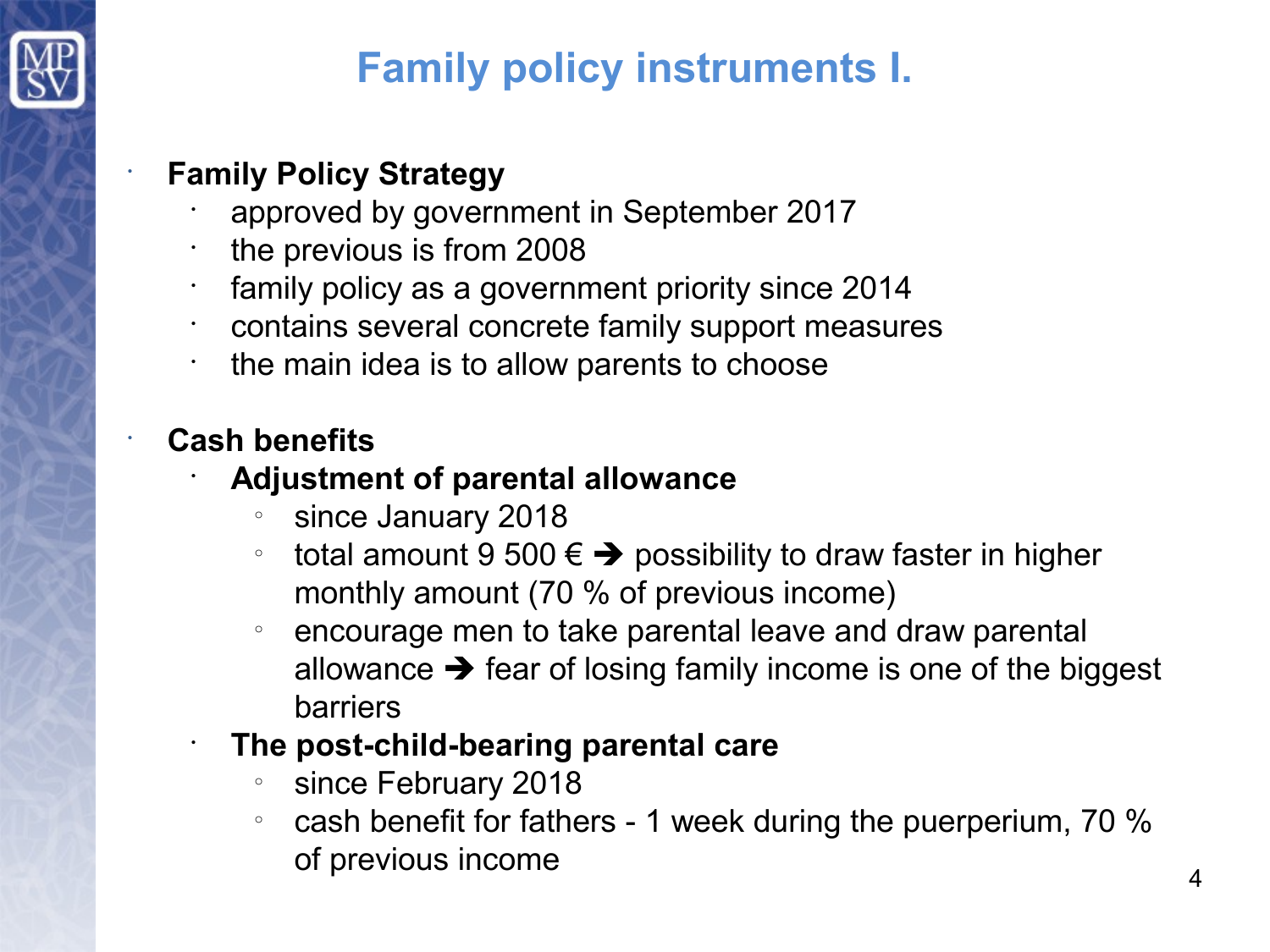# Family policy instruments I.

- **Family Policy Strategy**
  - approved by government in September 2017
  - the previous is from 2008
  - family policy as a government priority since 2014
  - contains several concrete family support measures
  - the main idea is to allow parents to choose

- **Cash benefits**
  - **Adjustment of parental allowance**
    - since January 2018
    - total amount 9 500 € ➔ possibility to draw faster in higher monthly amount (70 % of previous income)
    - encourage men to take parental leave and draw parental allowance ➔ fear of losing family income is one of the biggest barriers
  - **The post-child-bearing parental care**
    - since February 2018
    - cash benefit for fathers - 1 week during the puerperium, 70 % of previous income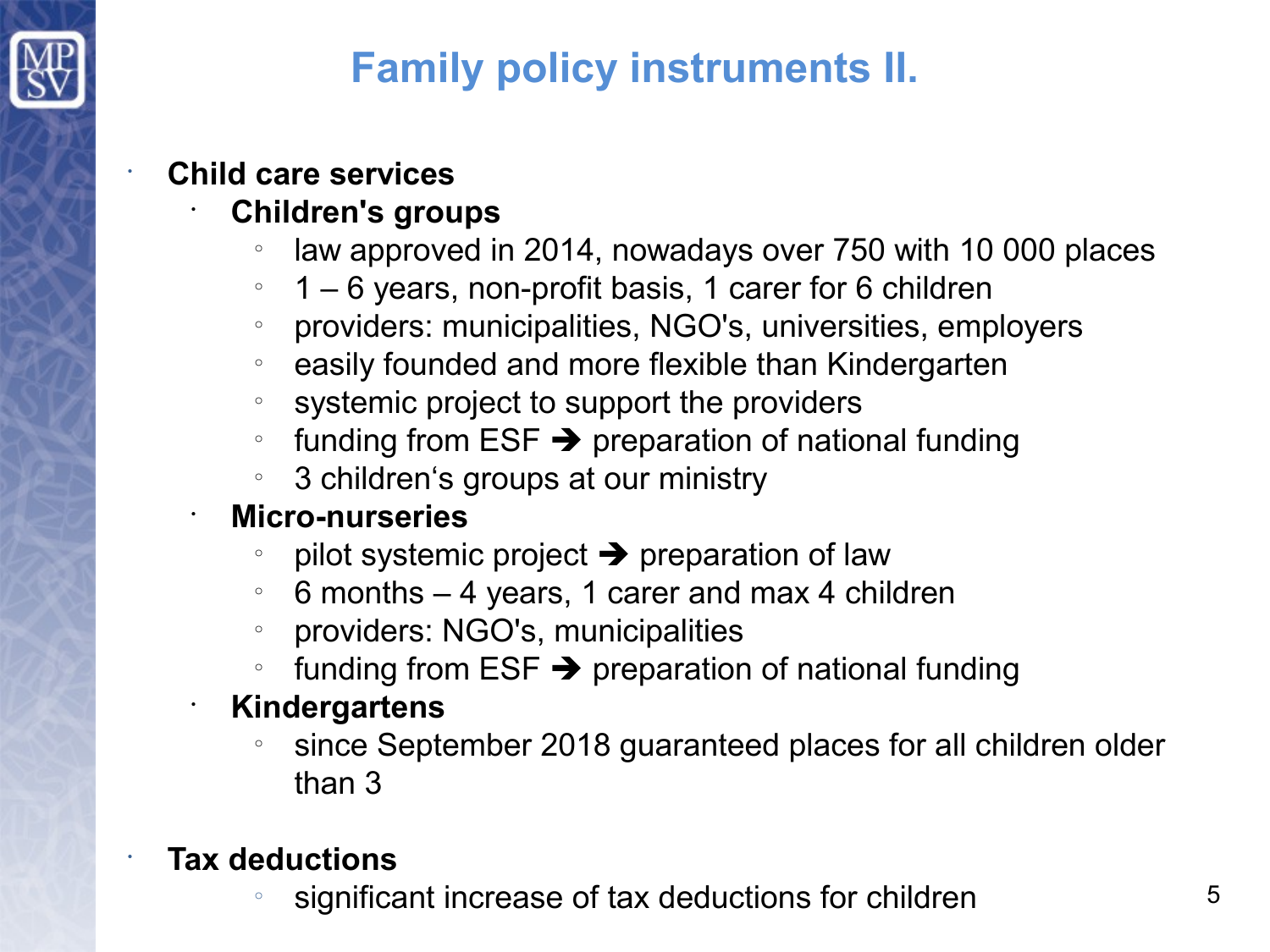# Family policy instruments II.

- **Child care services**
  - **Children's groups**
    - law approved in 2014, nowadays over 750 with 10 000 places
    - 1 – 6 years, non-profit basis, 1 carer for 6 children
    - providers: municipalities, NGO's, universities, employers
    - easily founded and more flexible than Kindergarten
    - systemic project to support the providers
    - funding from ESF ➔ preparation of national funding
    - 3 children's groups at our ministry
  - **Micro-nurseries**
    - pilot systemic project ➔ preparation of law
    - 6 months – 4 years, 1 carer and max 4 children
    - providers: NGO's, municipalities
    - funding from ESF ➔ preparation of national funding
  - **Kindergartens**
    - since September 2018 guaranteed places for all children older than 3
- **Tax deductions**
  - significant increase of tax deductions for children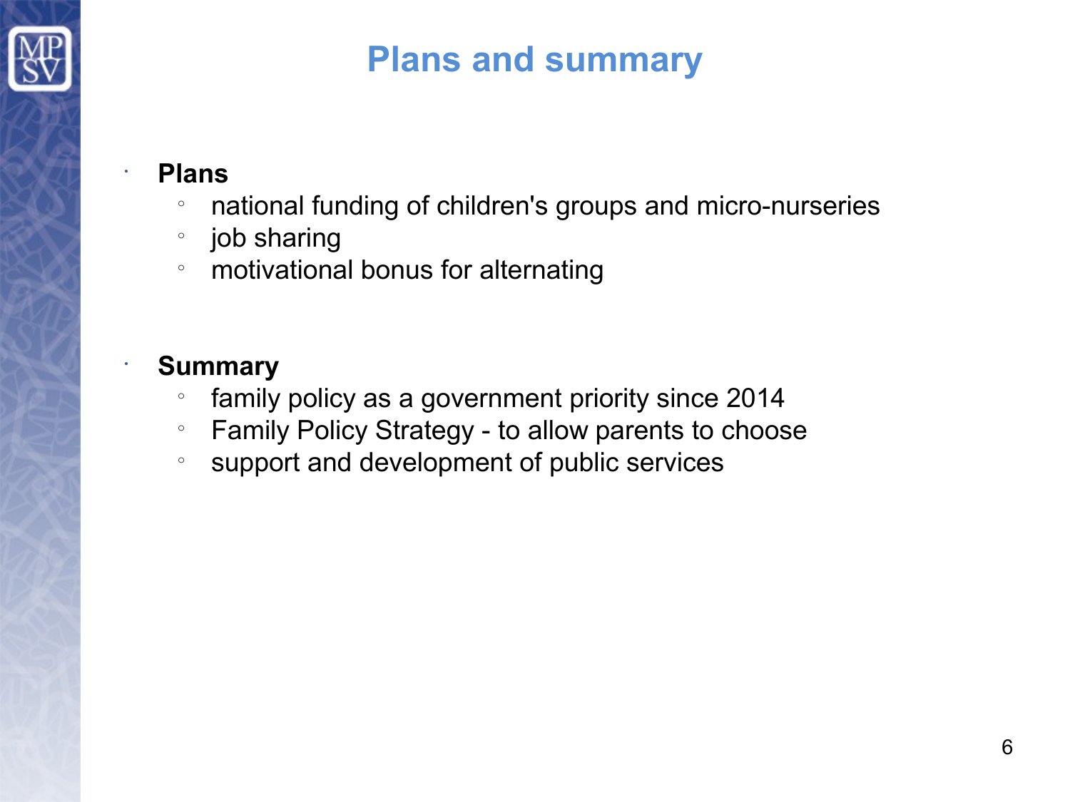# Plans and summary

- **Plans**
  - national funding of children's groups and micro-nurseries
  - job sharing
  - motivational bonus for alternating

- **Summary**
  - family policy as a government priority since 2014
  - Family Policy Strategy - to allow parents to choose
  - support and development of public services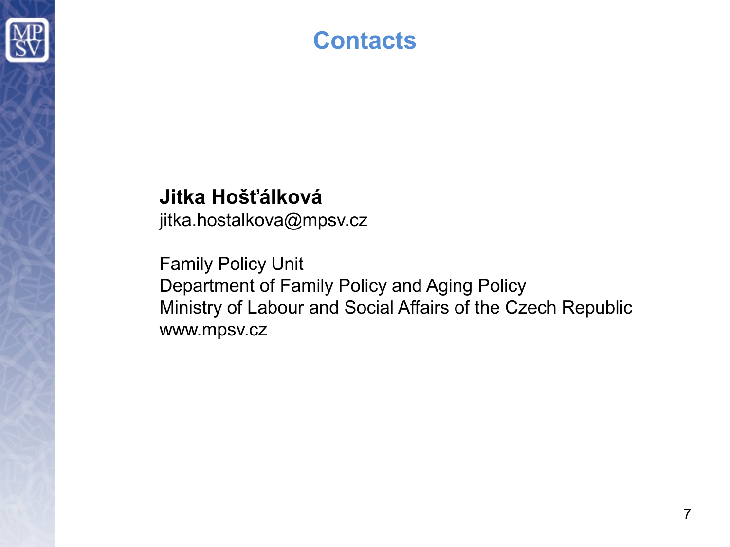# Contacts

**Jitka Hošťálková**
jitka.hostalkova@mpsv.cz

Family Policy Unit
Department of Family Policy and Aging Policy
Ministry of Labour and Social Affairs of the Czech Republic
www.mpsv.cz